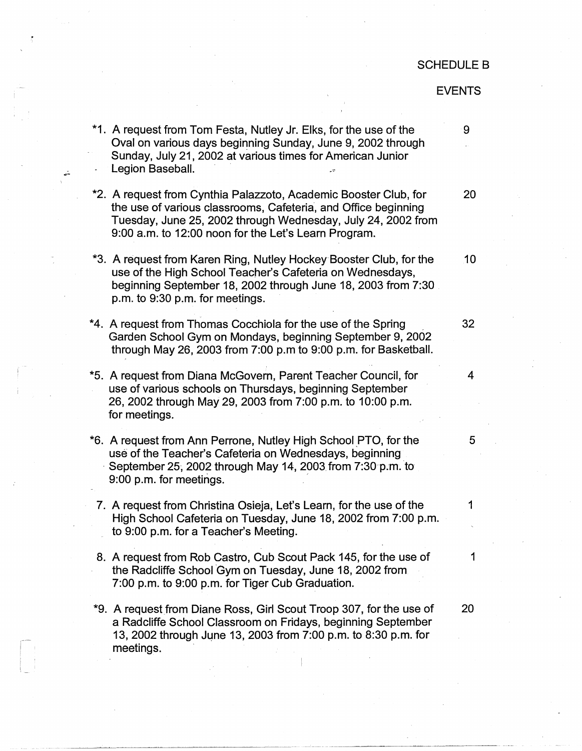SCHEDULE B

| | EVENTS |
|---|---|
| *1. A request from Tom Festa, Nutley Jr. Elks, for the use of the Oval on various days beginning Sunday, June 9, 2002 through Sunday, July 21, 2002 at various times for American Junior Legion Baseball. | 9 |
| *2. A request from Cynthia Palazzoto, Academic Booster Club, for the use of various classrooms, Cafeteria, and Office beginning Tuesday, June 25, 2002 through Wednesday, July 24, 2002 from 9:00 a.m. to 12:00 noon for the Let's Learn Program. | 20 |
| *3. A request from Karen Ring, Nutley Hockey Booster Club, for the use of the High School Teacher's Cafeteria on Wednesdays, beginning September 18, 2002 through June 18, 2003 from 7:30 p.m. to 9:30 p.m. for meetings. | 10 |
| *4. A request from Thomas Cocchiola for the use of the Spring Garden School Gym on Mondays, beginning September 9, 2002 through May 26, 2003 from 7:00 p.m to 9:00 p.m. for Basketball. | 32 |
| *5. A request from Diana McGovern, Parent Teacher Council, for use of various schools on Thursdays, beginning September 26, 2002 through May 29, 2003 from 7:00 p.m. to 10:00 p.m. for meetings. | 4 |
| *6. A request from Ann Perrone, Nutley High School PTO, for the use of the Teacher's Cafeteria on Wednesdays, beginning September 25, 2002 through May 14, 2003 from 7:30 p.m. to 9:00 p.m. for meetings. | 5 |
| 7. A request from Christina Osieja, Let's Learn, for the use of the High School Cafeteria on Tuesday, June 18, 2002 from 7:00 p.m. to 9:00 p.m. for a Teacher's Meeting. | 1 |
| 8. A request from Rob Castro, Cub Scout Pack 145, for the use of the Radcliffe School Gym on Tuesday, June 18, 2002 from 7:00 p.m. to 9:00 p.m. for Tiger Cub Graduation. | 1 |
| *9. A request from Diane Ross, Girl Scout Troop 307, for the use of a Radcliffe School Classroom on Fridays, beginning September 13, 2002 through June 13, 2003 from 7:00 p.m. to 8:30 p.m. for meetings. | 20 |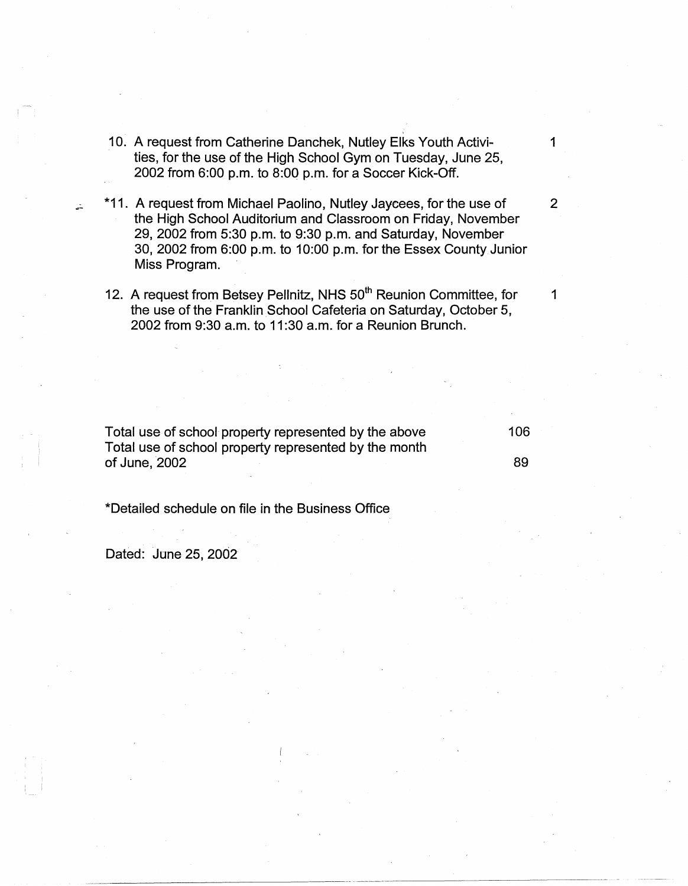10. A request from Catherine Danchek, Nutley Elks Youth Activities, for the use of the High School Gym on Tuesday, June 25, 2002 from 6:00 p.m. to 8:00 p.m. for a Soccer Kick-Off. 1

*11. A request from Michael Paolino, Nutley Jaycees, for the use of the High School Auditorium and Classroom on Friday, November 29, 2002 from 5:30 p.m. to 9:30 p.m. and Saturday, November 30, 2002 from 6:00 p.m. to 10:00 p.m. for the Essex County Junior Miss Program. 2

12. A request from Betsey Pellnitz, NHS 50th Reunion Committee, for the use of the Franklin School Cafeteria on Saturday, October 5, 2002 from 9:30 a.m. to 11:30 a.m. for a Reunion Brunch. 1

| | |
|---|---|
| Total use of school property represented by the above | 106 |
| Total use of school property represented by the month of June, 2002 | 89 |

*Detailed schedule on file in the Business Office

Dated: June 25, 2002